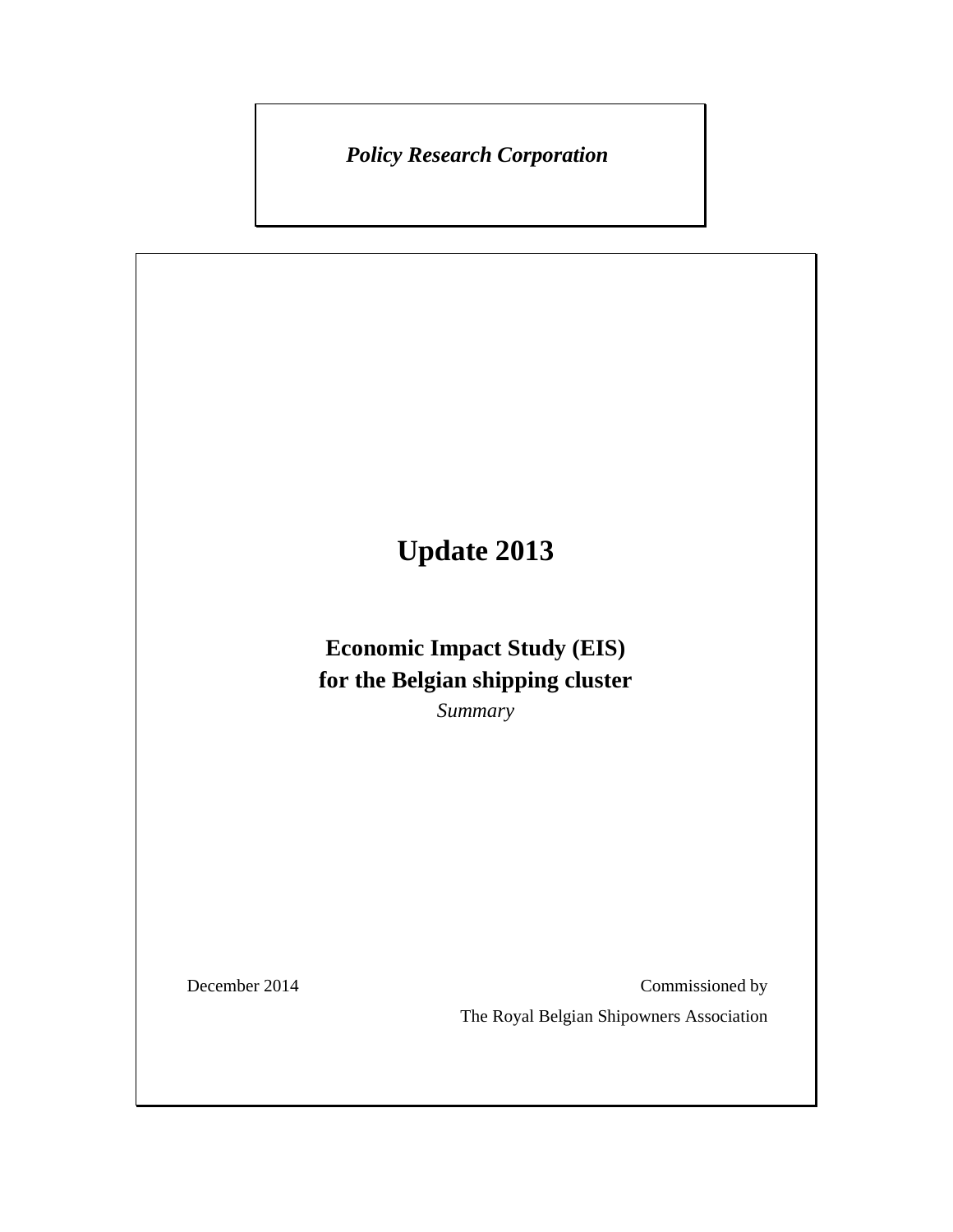*Policy Research Corporation*

# Update 2013

## Economic Impact Study (EIS) for the Belgian shipping cluster

*Summary*

December 2014

Commissioned by

The Royal Belgian Shipowners Association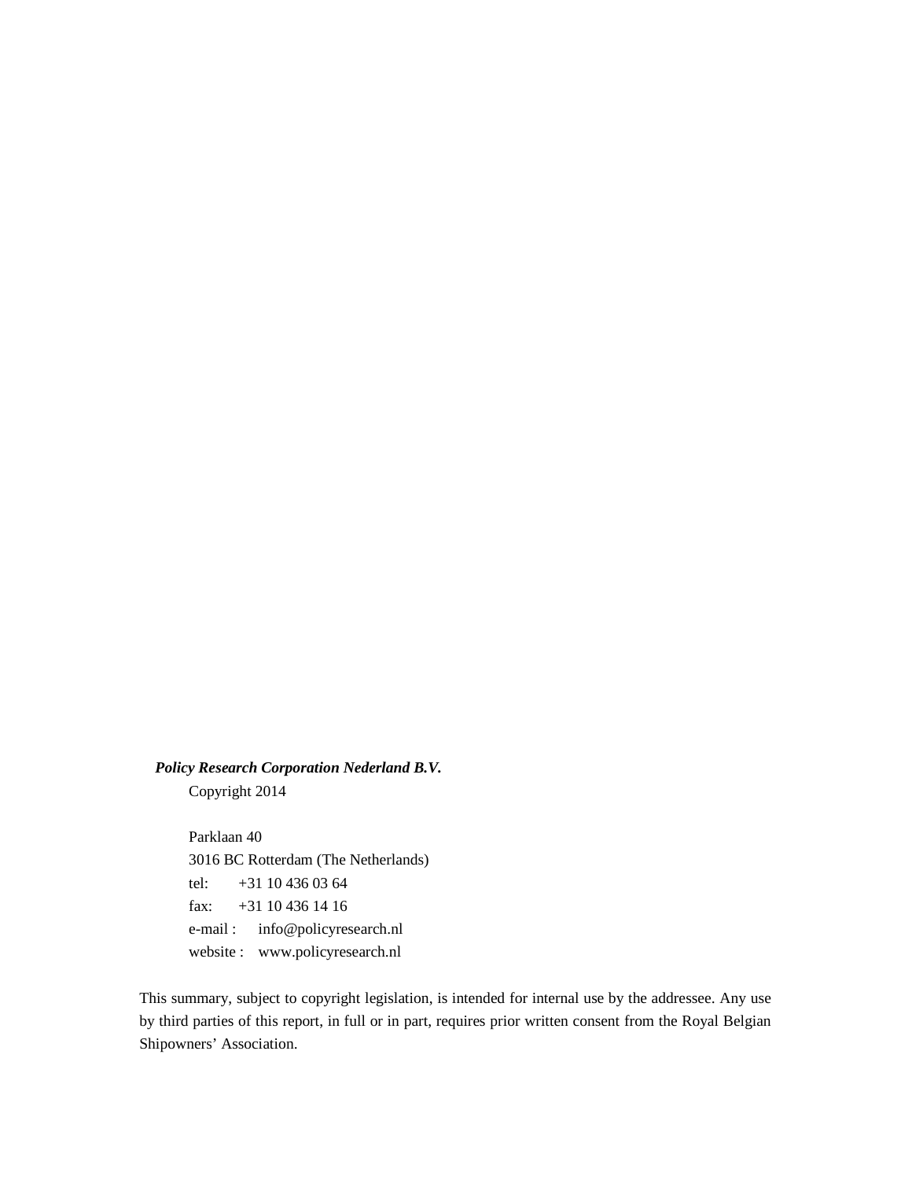***Policy Research Corporation Nederland B.V.***

Copyright 2014

Parklaan 40
3016 BC Rotterdam (The Netherlands)
tel: +31 10 436 03 64
fax: +31 10 436 14 16
e-mail : info@policyresearch.nl
website : www.policyresearch.nl

This summary, subject to copyright legislation, is intended for internal use by the addressee. Any use by third parties of this report, in full or in part, requires prior written consent from the Royal Belgian Shipowners' Association.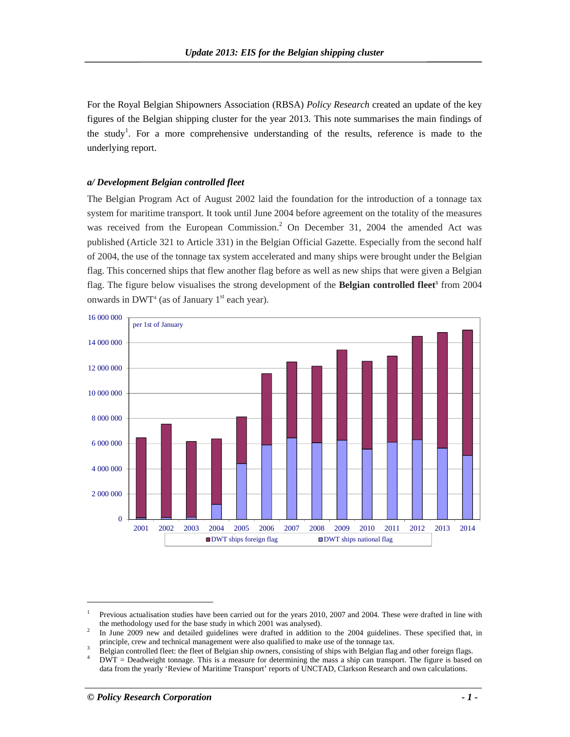For the Royal Belgian Shipowners Association (RBSA) *Policy Research* created an update of the key figures of the Belgian shipping cluster for the year 2013. This note summarises the main findings of the study[1]. For a more comprehensive understanding of the results, reference is made to the underlying report.

### *a/ Development Belgian controlled fleet*

The Belgian Program Act of August 2002 laid the foundation for the introduction of a tonnage tax system for maritime transport. It took until June 2004 before agreement on the totality of the measures was received from the European Commission.[2] On December 31, 2004 the amended Act was published (Article 321 to Article 331) in the Belgian Official Gazette. Especially from the second half of 2004, the use of the tonnage tax system accelerated and many ships were brought under the Belgian flag. This concerned ships that flew another flag before as well as new ships that were given a Belgian flag. The figure below visualises the strong development of the **Belgian controlled fleet**[3] from 2004 onwards in DWT[4] (as of January 1st each year).

---

1. Previous actualisation studies have been carried out for the years 2010, 2007 and 2004. These were drafted in line with the methodology used for the base study in which 2001 was analysed).
2. In June 2009 new and detailed guidelines were drafted in addition to the 2004 guidelines. These specified that, in principle, crew and technical management were also qualified to make use of the tonnage tax.
3. Belgian controlled fleet: the fleet of Belgian ship owners, consisting of ships with Belgian flag and other foreign flags.
4. DWT = Deadweight tonnage. This is a measure for determining the mass a ship can transport. The figure is based on data from the yearly 'Review of Maritime Transport' reports of UNCTAD, Clarkson Research and own calculations.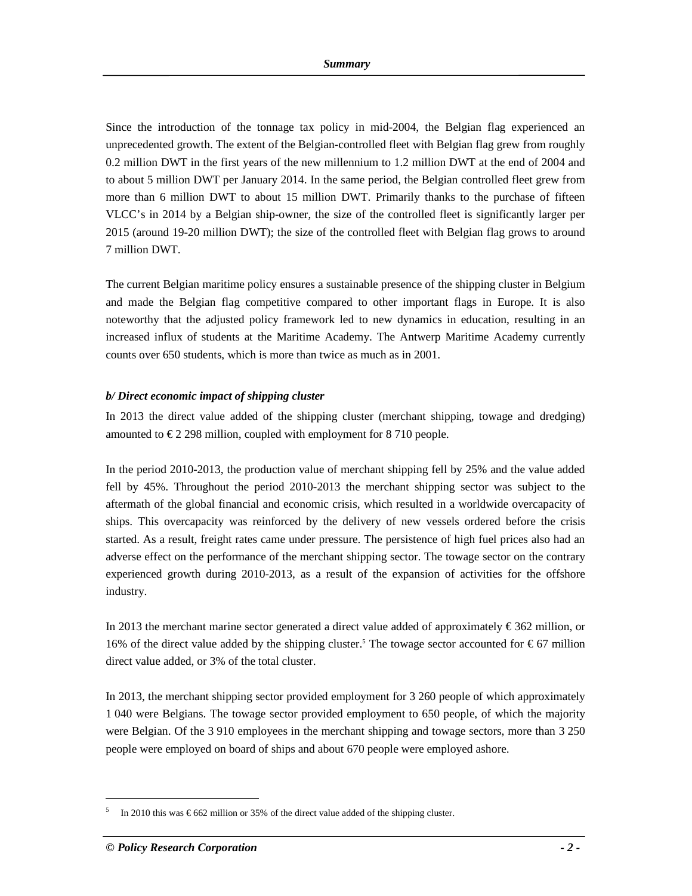Since the introduction of the tonnage tax policy in mid-2004, the Belgian flag experienced an unprecedented growth. The extent of the Belgian-controlled fleet with Belgian flag grew from roughly 0.2 million DWT in the first years of the new millennium to 1.2 million DWT at the end of 2004 and to about 5 million DWT per January 2014. In the same period, the Belgian controlled fleet grew from more than 6 million DWT to about 15 million DWT. Primarily thanks to the purchase of fifteen VLCC's in 2014 by a Belgian ship-owner, the size of the controlled fleet is significantly larger per 2015 (around 19-20 million DWT); the size of the controlled fleet with Belgian flag grows to around 7 million DWT.

The current Belgian maritime policy ensures a sustainable presence of the shipping cluster in Belgium and made the Belgian flag competitive compared to other important flags in Europe. It is also noteworthy that the adjusted policy framework led to new dynamics in education, resulting in an increased influx of students at the Maritime Academy. The Antwerp Maritime Academy currently counts over 650 students, which is more than twice as much as in 2001.

***b/ Direct economic impact of shipping cluster***

In 2013 the direct value added of the shipping cluster (merchant shipping, towage and dredging) amounted to € 2 298 million, coupled with employment for 8 710 people.

In the period 2010-2013, the production value of merchant shipping fell by 25% and the value added fell by 45%. Throughout the period 2010-2013 the merchant shipping sector was subject to the aftermath of the global financial and economic crisis, which resulted in a worldwide overcapacity of ships. This overcapacity was reinforced by the delivery of new vessels ordered before the crisis started. As a result, freight rates came under pressure. The persistence of high fuel prices also had an adverse effect on the performance of the merchant shipping sector. The towage sector on the contrary experienced growth during 2010-2013, as a result of the expansion of activities for the offshore industry.

In 2013 the merchant marine sector generated a direct value added of approximately € 362 million, or 16% of the direct value added by the shipping cluster.[5] The towage sector accounted for € 67 million direct value added, or 3% of the total cluster.

In 2013, the merchant shipping sector provided employment for 3 260 people of which approximately 1 040 were Belgians. The towage sector provided employment to 650 people, of which the majority were Belgian. Of the 3 910 employees in the merchant shipping and towage sectors, more than 3 250 people were employed on board of ships and about 670 people were employed ashore.

---

[5] In 2010 this was € 662 million or 35% of the direct value added of the shipping cluster.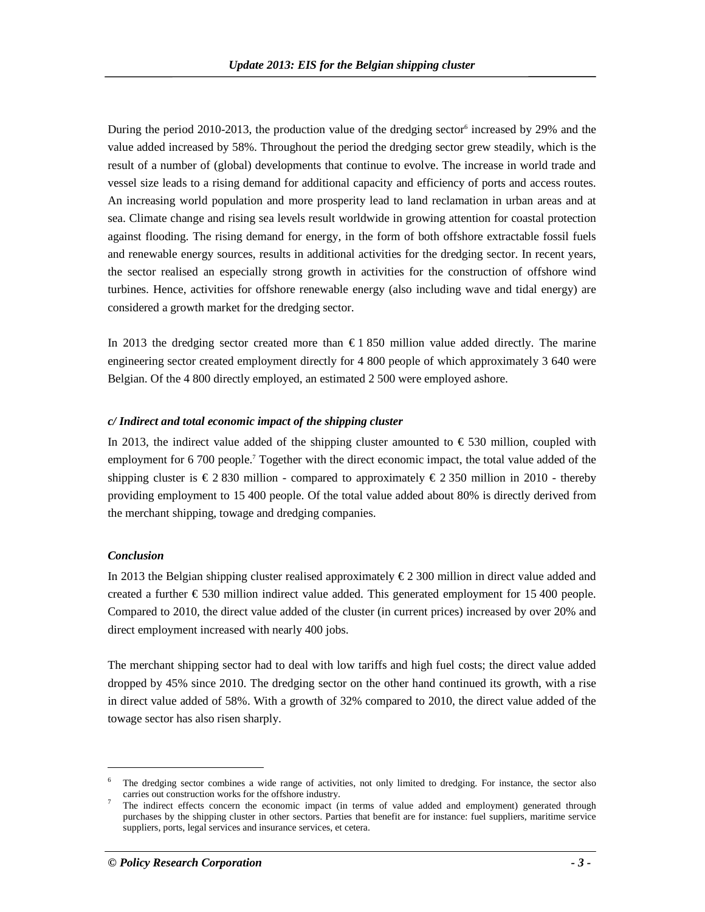During the period 2010-2013, the production value of the dredging sector[6] increased by 29% and the value added increased by 58%. Throughout the period the dredging sector grew steadily, which is the result of a number of (global) developments that continue to evolve. The increase in world trade and vessel size leads to a rising demand for additional capacity and efficiency of ports and access routes. An increasing world population and more prosperity lead to land reclamation in urban areas and at sea. Climate change and rising sea levels result worldwide in growing attention for coastal protection against flooding. The rising demand for energy, in the form of both offshore extractable fossil fuels and renewable energy sources, results in additional activities for the dredging sector. In recent years, the sector realised an especially strong growth in activities for the construction of offshore wind turbines. Hence, activities for offshore renewable energy (also including wave and tidal energy) are considered a growth market for the dredging sector.

In 2013 the dredging sector created more than € 1 850 million value added directly. The marine engineering sector created employment directly for 4 800 people of which approximately 3 640 were Belgian. Of the 4 800 directly employed, an estimated 2 500 were employed ashore.

***c/ Indirect and total economic impact of the shipping cluster***

In 2013, the indirect value added of the shipping cluster amounted to € 530 million, coupled with employment for 6 700 people.[7] Together with the direct economic impact, the total value added of the shipping cluster is € 2 830 million - compared to approximately € 2 350 million in 2010 - thereby providing employment to 15 400 people. Of the total value added about 80% is directly derived from the merchant shipping, towage and dredging companies.

***Conclusion***

In 2013 the Belgian shipping cluster realised approximately € 2 300 million in direct value added and created a further € 530 million indirect value added. This generated employment for 15 400 people. Compared to 2010, the direct value added of the cluster (in current prices) increased by over 20% and direct employment increased with nearly 400 jobs.

The merchant shipping sector had to deal with low tariffs and high fuel costs; the direct value added dropped by 45% since 2010. The dredging sector on the other hand continued its growth, with a rise in direct value added of 58%. With a growth of 32% compared to 2010, the direct value added of the towage sector has also risen sharply.

---

[6] The dredging sector combines a wide range of activities, not only limited to dredging. For instance, the sector also carries out construction works for the offshore industry.

[7] The indirect effects concern the economic impact (in terms of value added and employment) generated through purchases by the shipping cluster in other sectors. Parties that benefit are for instance: fuel suppliers, maritime service suppliers, ports, legal services and insurance services, et cetera.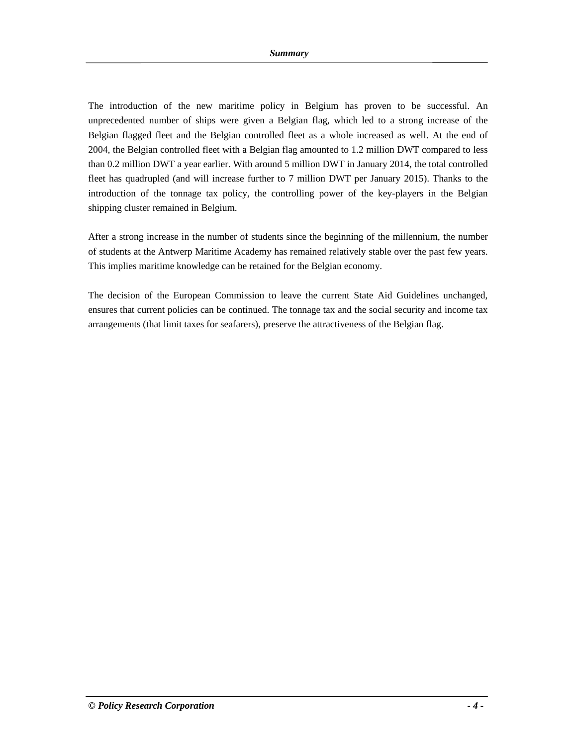The introduction of the new maritime policy in Belgium has proven to be successful. An unprecedented number of ships were given a Belgian flag, which led to a strong increase of the Belgian flagged fleet and the Belgian controlled fleet as a whole increased as well. At the end of 2004, the Belgian controlled fleet with a Belgian flag amounted to 1.2 million DWT compared to less than 0.2 million DWT a year earlier. With around 5 million DWT in January 2014, the total controlled fleet has quadrupled (and will increase further to 7 million DWT per January 2015). Thanks to the introduction of the tonnage tax policy, the controlling power of the key-players in the Belgian shipping cluster remained in Belgium.

After a strong increase in the number of students since the beginning of the millennium, the number of students at the Antwerp Maritime Academy has remained relatively stable over the past few years. This implies maritime knowledge can be retained for the Belgian economy.

The decision of the European Commission to leave the current State Aid Guidelines unchanged, ensures that current policies can be continued. The tonnage tax and the social security and income tax arrangements (that limit taxes for seafarers), preserve the attractiveness of the Belgian flag.